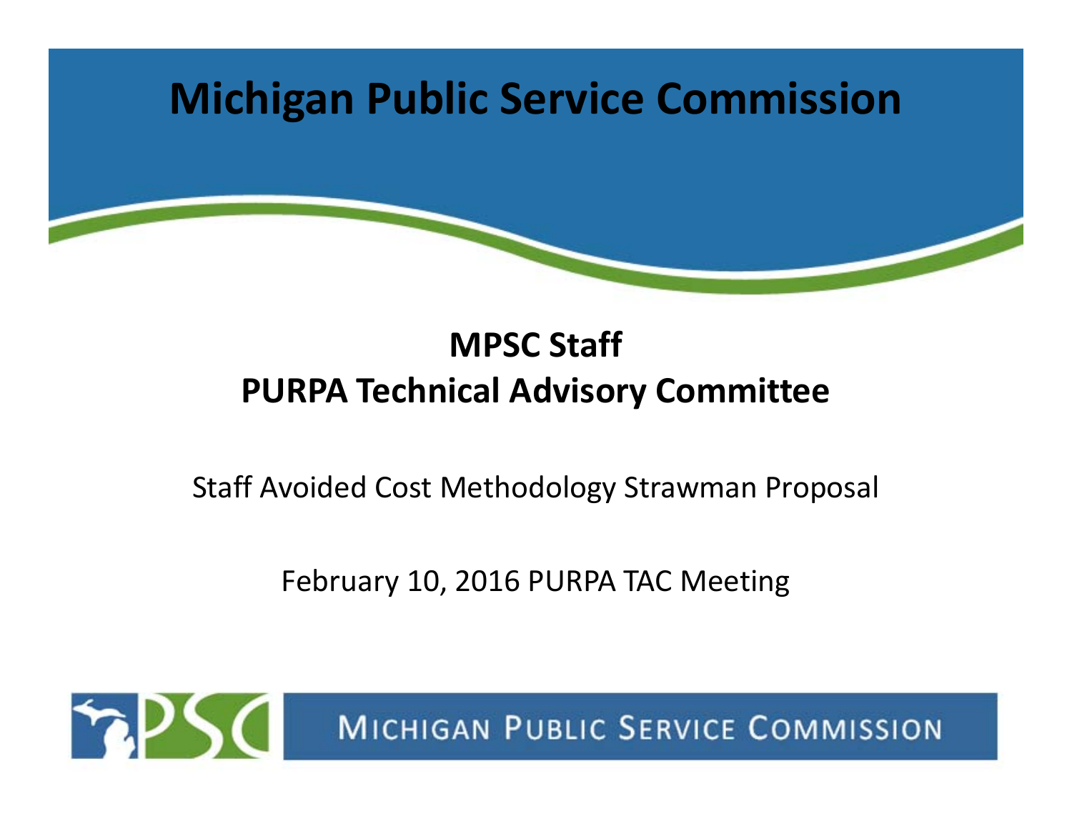# Michigan Public Service Commission

## MPSC Staff
## PURPA Technical Advisory Committee

Staff Avoided Cost Methodology Strawman Proposal

February 10, 2016 PURPA TAC Meeting

MICHIGAN PUBLIC SERVICE COMMISSION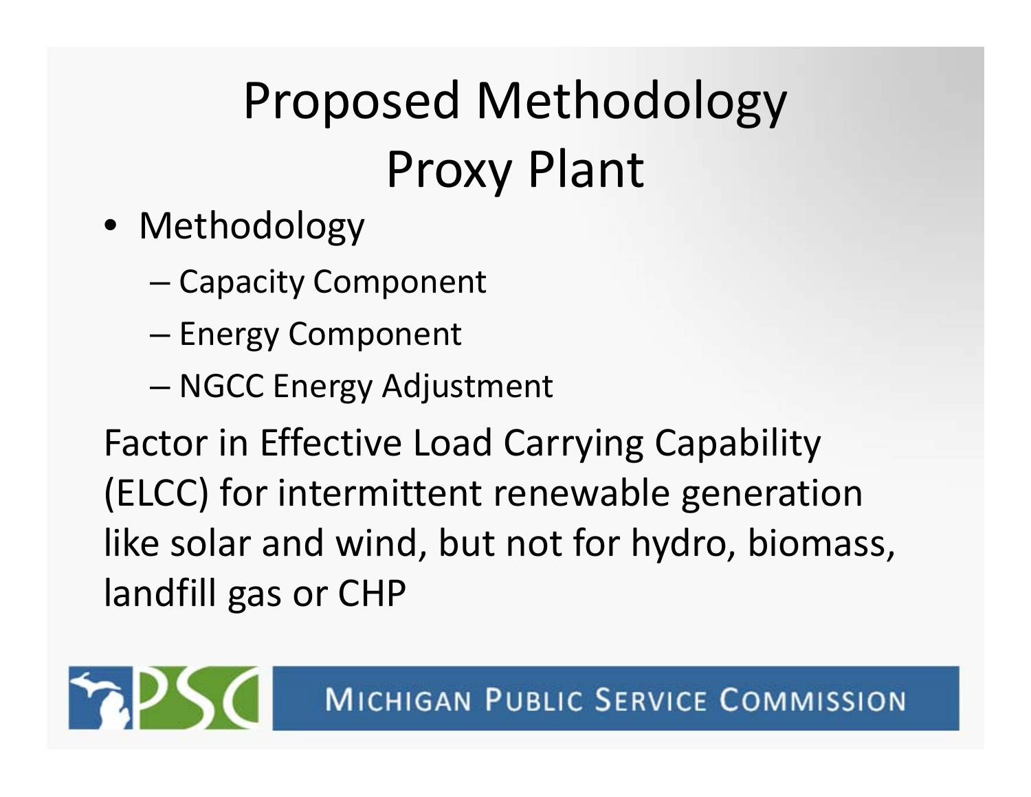# Proposed Methodology
# Proxy Plant

- Methodology
  - Capacity Component
  - Energy Component
  - NGCC Energy Adjustment

Factor in Effective Load Carrying Capability (ELCC) for intermittent renewable generation like solar and wind, but not for hydro, biomass, landfill gas or CHP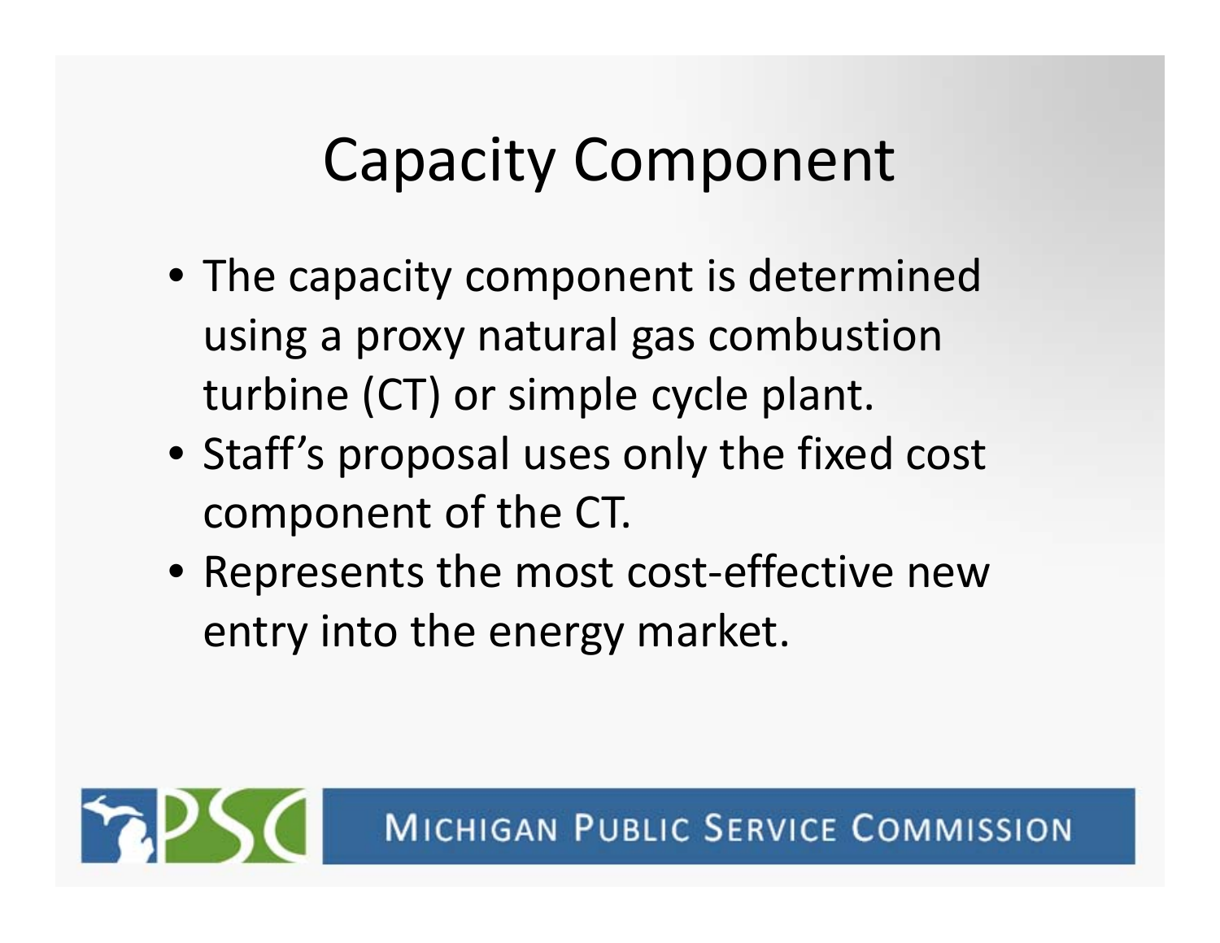# Capacity Component

- The capacity component is determined using a proxy natural gas combustion turbine (CT) or simple cycle plant.
- Staff's proposal uses only the fixed cost component of the CT.
- Represents the most cost-effective new entry into the energy market.

MICHIGAN PUBLIC SERVICE COMMISSION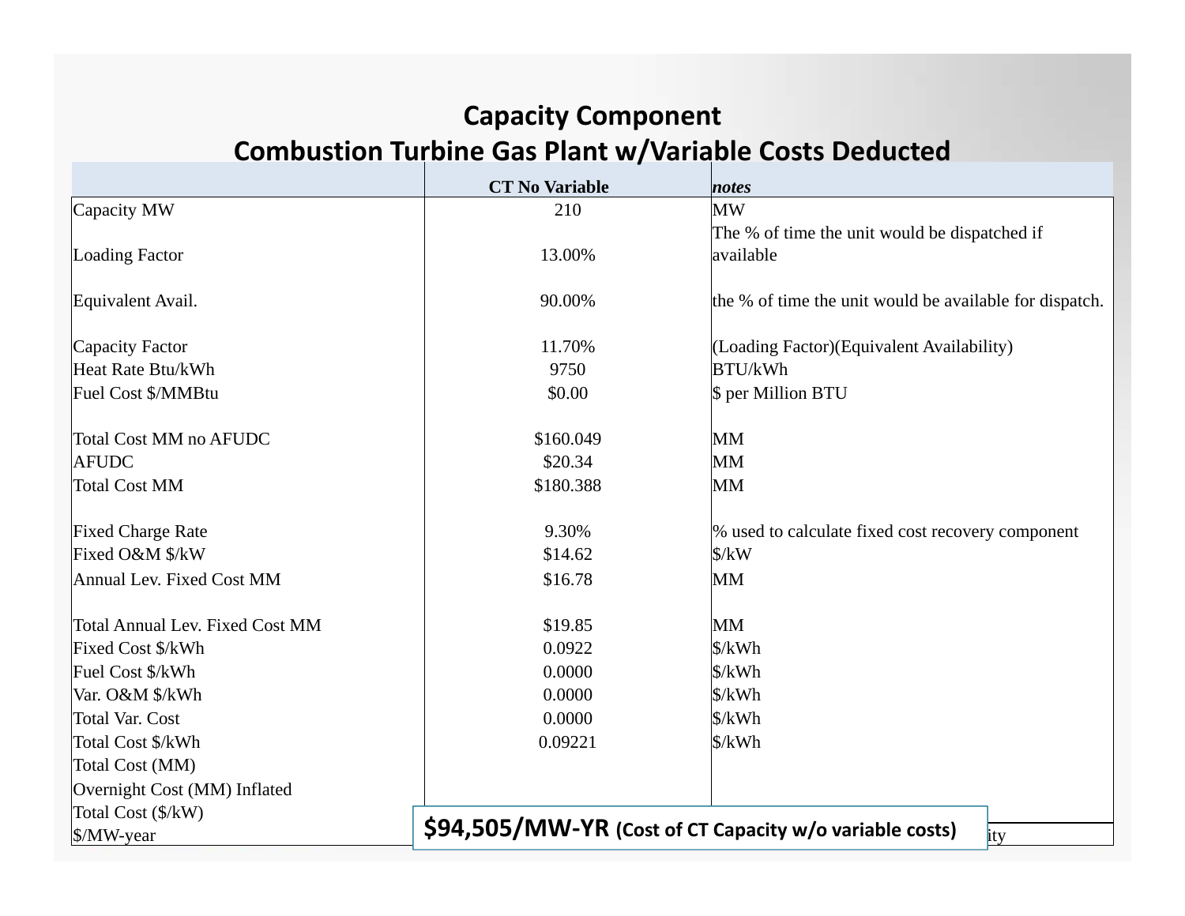# Capacity Component
## Combustion Turbine Gas Plant w/Variable Costs Deducted

| | CT No Variable | *notes* |
|---|---|---|
| Capacity MW | 210 | MW |
| Loading Factor | 13.00% | The % of time the unit would be dispatched if available |
| Equivalent Avail. | 90.00% | the % of time the unit would be available for dispatch. |
| Capacity Factor | 11.70% | (Loading Factor)(Equivalent Availability) |
| Heat Rate Btu/kWh | 9750 | BTU/kWh |
| Fuel Cost $/MMBtu | $0.00 | $ per Million BTU |
| Total Cost MM no AFUDC | $160.049 | MM |
| AFUDC | $20.34 | MM |
| Total Cost MM | $180.388 | MM |
| Fixed Charge Rate | 9.30% | % used to calculate fixed cost recovery component |
| Fixed O&M $/kW | $14.62 | $/kW |
| Annual Lev. Fixed Cost MM | $16.78 | MM |
| Total Annual Lev. Fixed Cost MM | $19.85 | MM |
| Fixed Cost $/kWh | 0.0922 | $/kWh |
| Fuel Cost $/kWh | 0.0000 | $/kWh |
| Var. O&M $/kWh | 0.0000 | $/kWh |
| Total Var. Cost | 0.0000 | $/kWh |
| Total Cost $/kWh | 0.09221 | $/kWh |
| Total Cost (MM) | | |
| Overnight Cost (MM) Inflated | | |
| Total Cost ($/kW) | | |
| $/MW-year | | ity |

**$94,505/MW-YR (Cost of CT Capacity w/o variable costs)**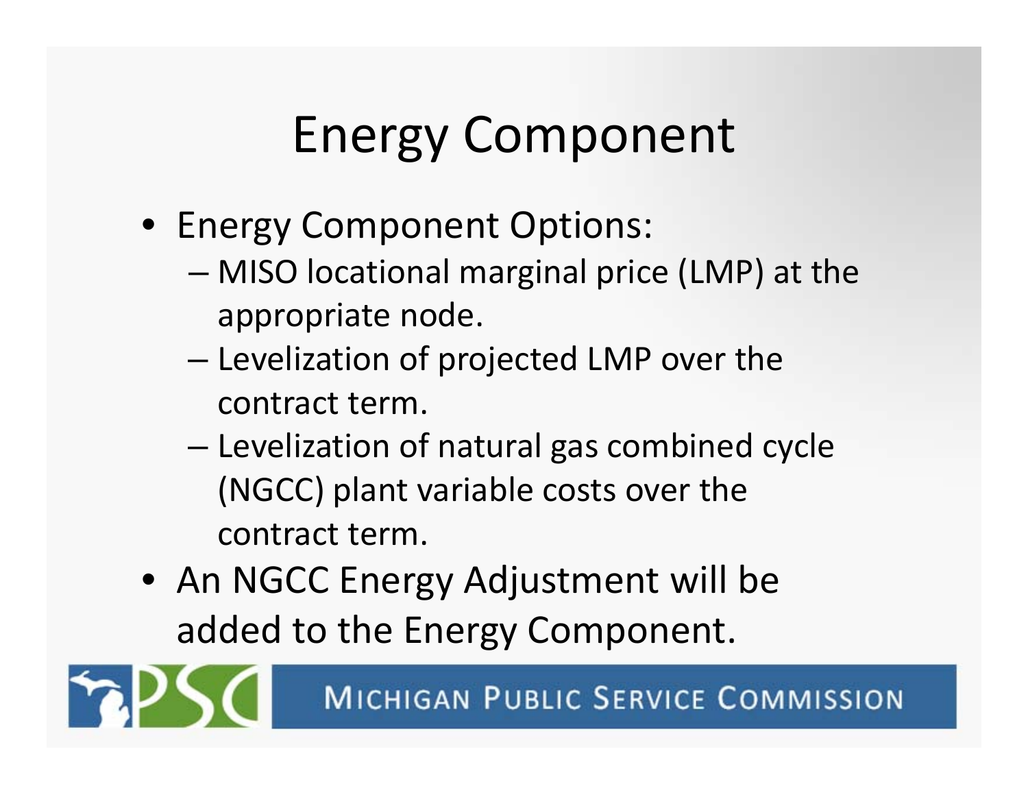# Energy Component

- Energy Component Options:
  - MISO locational marginal price (LMP) at the appropriate node.
  - Levelization of projected LMP over the contract term.
  - Levelization of natural gas combined cycle (NGCC) plant variable costs over the contract term.
- An NGCC Energy Adjustment will be added to the Energy Component.

MICHIGAN PUBLIC SERVICE COMMISSION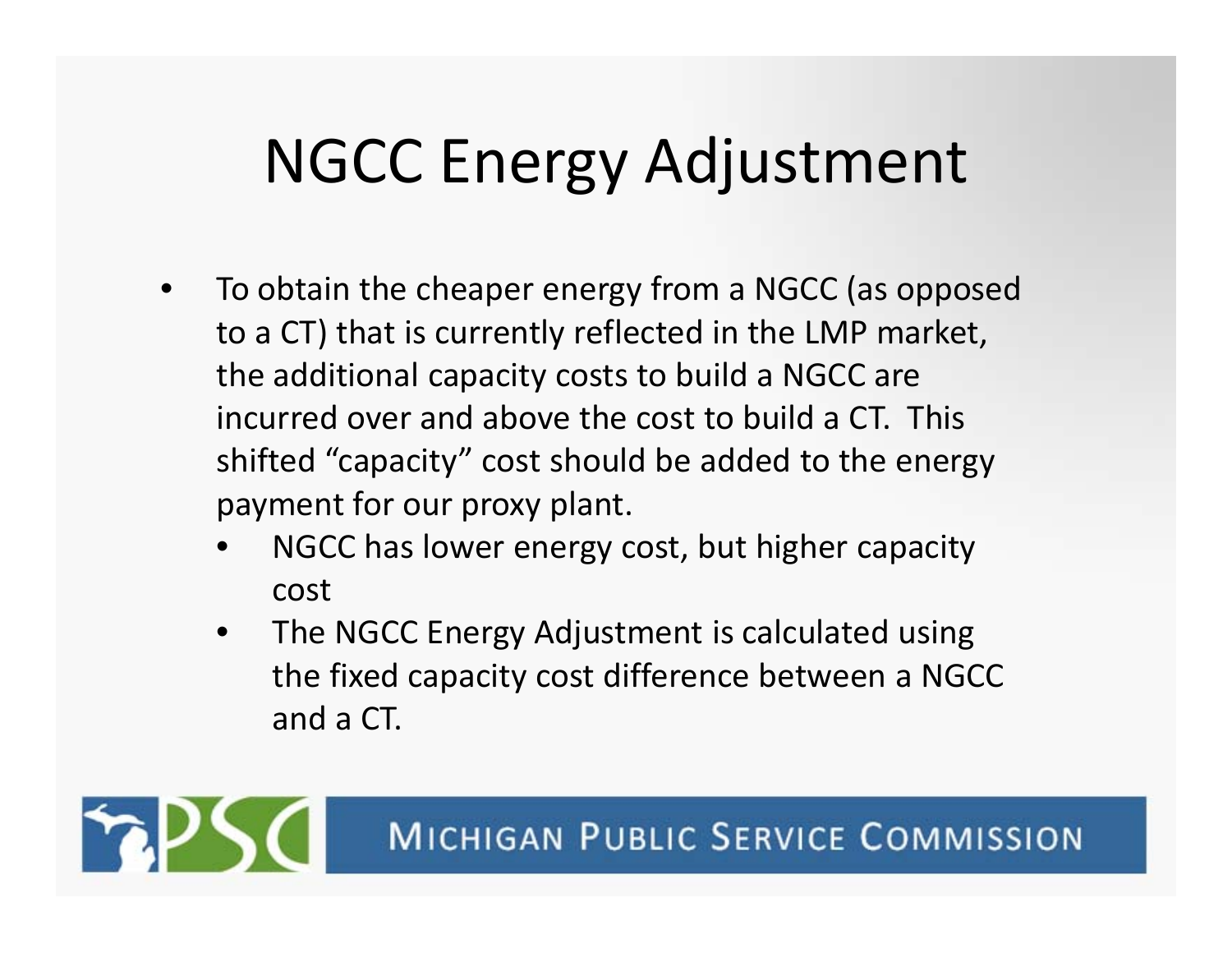# NGCC Energy Adjustment

- To obtain the cheaper energy from a NGCC (as opposed to a CT) that is currently reflected in the LMP market, the additional capacity costs to build a NGCC are incurred over and above the cost to build a CT. This shifted "capacity" cost should be added to the energy payment for our proxy plant.
  - NGCC has lower energy cost, but higher capacity cost
  - The NGCC Energy Adjustment is calculated using the fixed capacity cost difference between a NGCC and a CT.

MICHIGAN PUBLIC SERVICE COMMISSION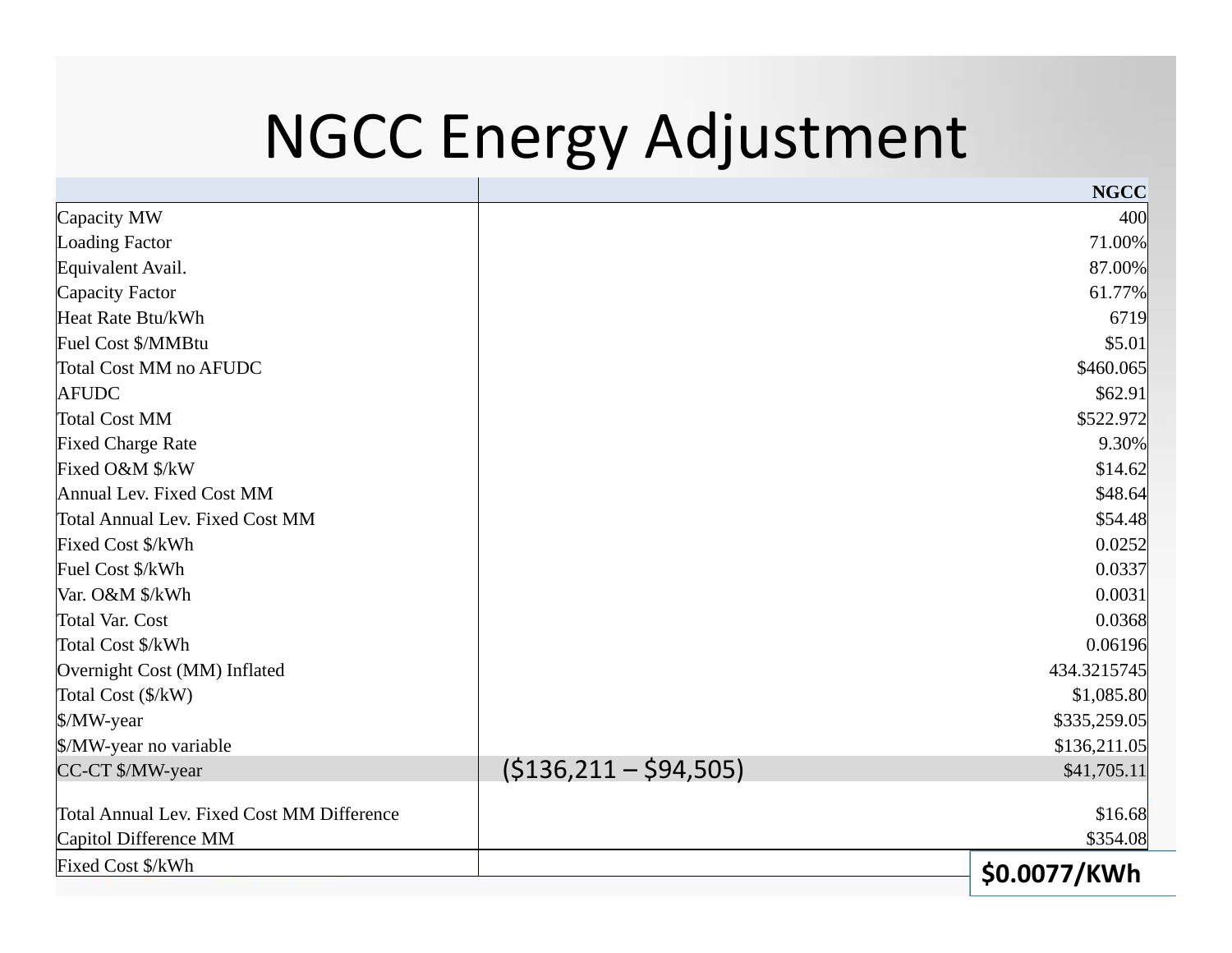# NGCC Energy Adjustment

| | | NGCC |
|---|---|---|
| Capacity MW | | 400 |
| Loading Factor | | 71.00% |
| Equivalent Avail. | | 87.00% |
| Capacity Factor | | 61.77% |
| Heat Rate Btu/kWh | | 6719 |
| Fuel Cost $/MMBtu | | $5.01 |
| Total Cost MM no AFUDC | | $460.065 |
| AFUDC | | $62.91 |
| Total Cost MM | | $522.972 |
| Fixed Charge Rate | | 9.30% |
| Fixed O&M $/kW | | $14.62 |
| Annual Lev. Fixed Cost MM | | $48.64 |
| Total Annual Lev. Fixed Cost MM | | $54.48 |
| Fixed Cost $/kWh | | 0.0252 |
| Fuel Cost $/kWh | | 0.0337 |
| Var. O&M $/kWh | | 0.0031 |
| Total Var. Cost | | 0.0368 |
| Total Cost $/kWh | | 0.06196 |
| Overnight Cost (MM) Inflated | | 434.3215745 |
| Total Cost ($/kW) | | $1,085.80 |
| $/MW-year | | $335,259.05 |
| $/MW-year no variable | | $136,211.05 |
| CC-CT $/MW-year | ($136,211 – $94,505) | $41,705.11 |
| Total Annual Lev. Fixed Cost MM Difference | | $16.68 |
| Capitol Difference MM | | $354.08 |
| Fixed Cost $/kWh | | **$0.0077/KWh** |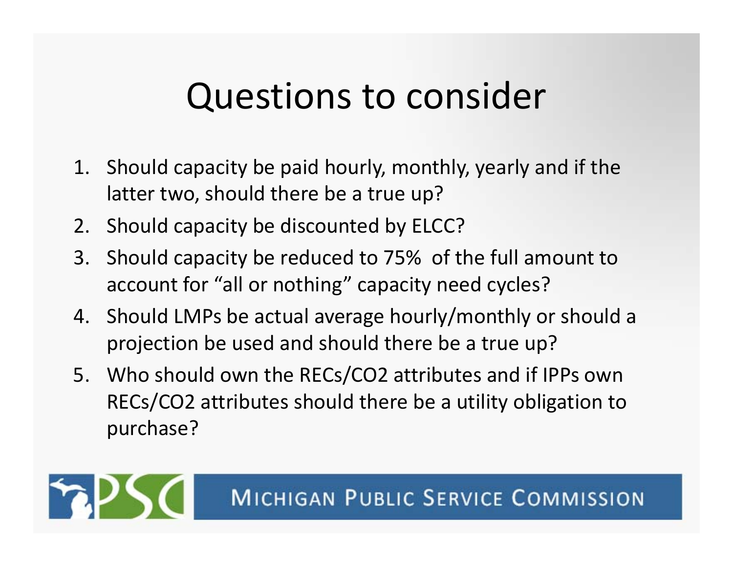# Questions to consider

1. Should capacity be paid hourly, monthly, yearly and if the latter two, should there be a true up?
2. Should capacity be discounted by ELCC?
3. Should capacity be reduced to 75% of the full amount to account for "all or nothing" capacity need cycles?
4. Should LMPs be actual average hourly/monthly or should a projection be used and should there be a true up?
5. Who should own the RECs/$CO_2$ attributes and if IPPs own RECs/$CO_2$ attributes should there be a utility obligation to purchase?

MICHIGAN PUBLIC SERVICE COMMISSION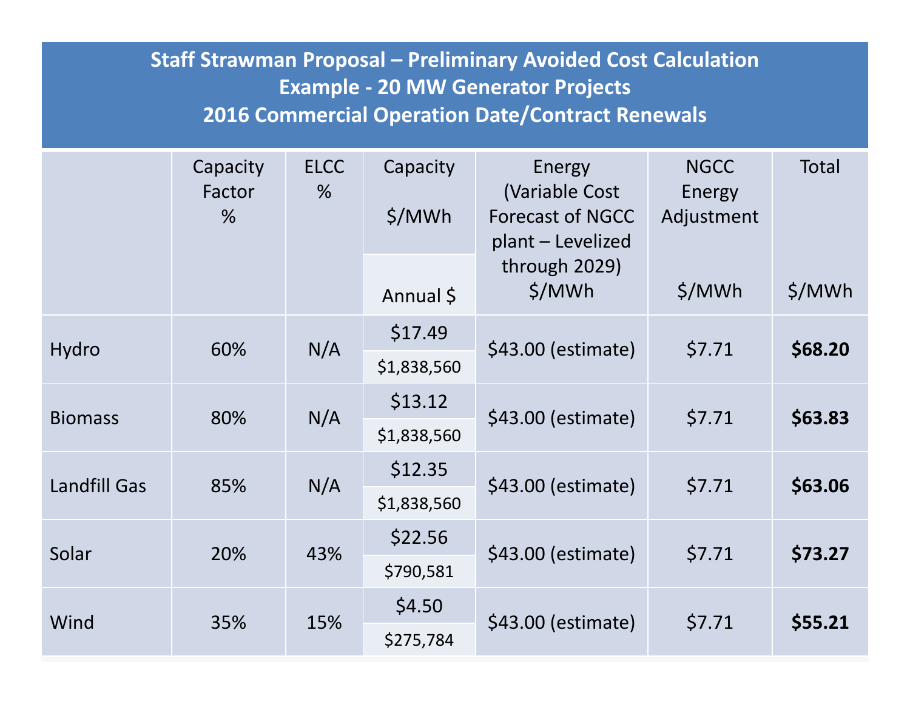**Staff Strawman Proposal – Preliminary Avoided Cost Calculation**
**Example - 20 MW Generator Projects**
**2016 Commercial Operation Date/Contract Renewals**

| | Capacity Factor % | ELCC % | Capacity $/MWh / Annual $ | Energy (Variable Cost Forecast of NGCC plant – Levelized through 2029) $/MWh | NGCC Energy Adjustment $/MWh | Total $/MWh |
|---|---|---|---|---|---|---|
| Hydro | 60% | N/A | $17.49 / $1,838,560 | $43.00 (estimate) | $7.71 | **$68.20** |
| Biomass | 80% | N/A | $13.12 / $1,838,560 | $43.00 (estimate) | $7.71 | **$63.83** |
| Landfill Gas | 85% | N/A | $12.35 / $1,838,560 | $43.00 (estimate) | $7.71 | **$63.06** |
| Solar | 20% | 43% | $22.56 / $790,581 | $43.00 (estimate) | $7.71 | **$73.27** |
| Wind | 35% | 15% | $4.50 / $275,784 | $43.00 (estimate) | $7.71 | **$55.21** |